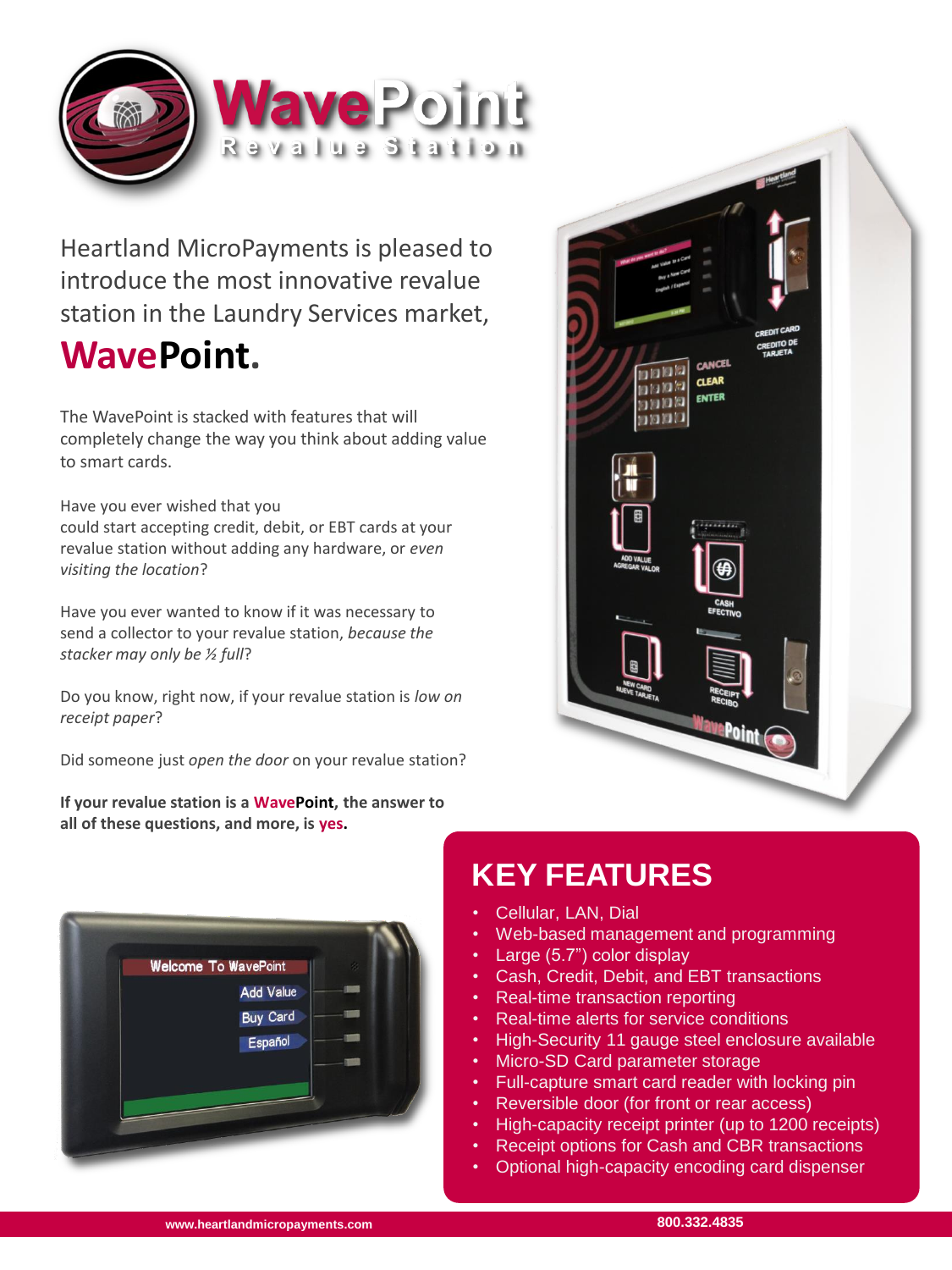# WavePoint

Revalue Station

Heartland MicroPayments is pleased to introduce the most innovative revalue station in the Laundry Services market,

## WavePoint.

The WavePoint is stacked with features that will completely change the way you think about adding value to smart cards.

Have you ever wished that you could start accepting credit, debit, or EBT cards at your revalue station without adding any hardware, or *even visiting the location*?

Have you ever wanted to know if it was necessary to send a collector to your revalue station, *because the stacker may only be ½ full*?

Do you know, right now, if your revalue station is *low on receipt paper*?

Did someone just *open the door* on your revalue station?

**If your revalue station is a WavePoint, the answer to all of these questions, and more, is yes.**

## KEY FEATURES

- Cellular, LAN, Dial
- Web-based management and programming
- Large (5.7") color display
- Cash, Credit, Debit, and EBT transactions
- Real-time transaction reporting
- Real-time alerts for service conditions
- High-Security 11 gauge steel enclosure available
- Micro-SD Card parameter storage
- Full-capture smart card reader with locking pin
- Reversible door (for front or rear access)
- High-capacity receipt printer (up to 1200 receipts)
- Receipt options for Cash and CBR transactions
- Optional high-capacity encoding card dispenser

www.heartlandmicropayments.com 800.332.4835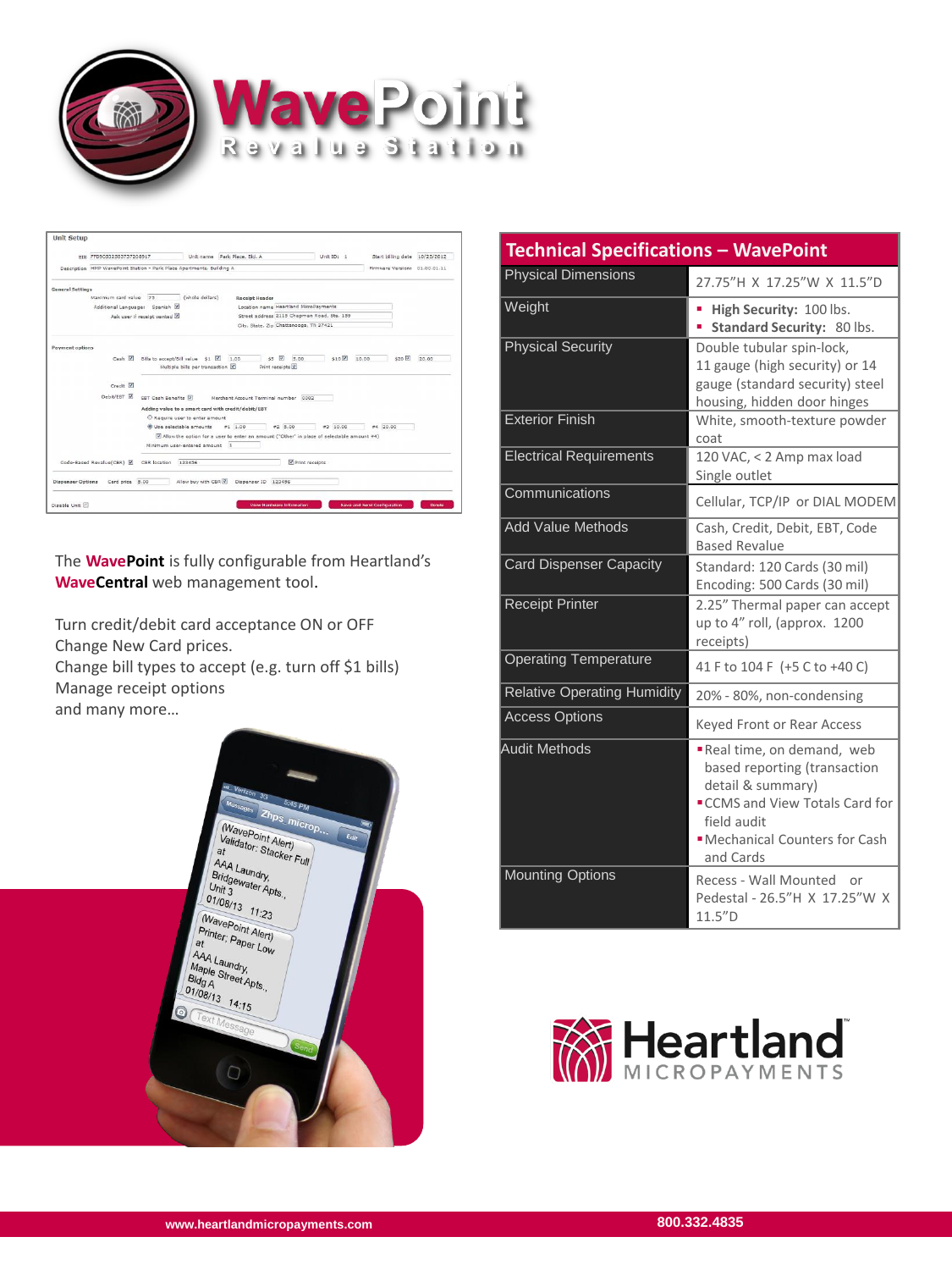# WavePoint
Revalue Station

The **WavePoint** is fully configurable from Heartland's **WaveCentral** web management tool.

Turn credit/debit card acceptance ON or OFF
Change New Card prices.
Change bill types to accept (e.g. turn off $1 bills)
Manage receipt options
and many more…

## Technical Specifications – WavePoint

| | |
|---|---|
| Physical Dimensions | 27.75"H X 17.25"W X 11.5"D |
| Weight | ▪ **High Security:** 100 lbs.<br>▪ **Standard Security:** 80 lbs. |
| Physical Security | Double tubular spin-lock, 11 gauge (high security) or 14 gauge (standard security) steel housing, hidden door hinges |
| Exterior Finish | White, smooth-texture powder coat |
| Electrical Requirements | 120 VAC, < 2 Amp max load<br>Single outlet |
| Communications | Cellular, TCP/IP or DIAL MODEM |
| Add Value Methods | Cash, Credit, Debit, EBT, Code Based Revalue |
| Card Dispenser Capacity | Standard: 120 Cards (30 mil)<br>Encoding: 500 Cards (30 mil) |
| Receipt Printer | 2.25" Thermal paper can accept up to 4" roll, (approx. 1200 receipts) |
| Operating Temperature | 41 F to 104 F (+5 C to +40 C) |
| Relative Operating Humidity | 20% - 80%, non-condensing |
| Access Options | Keyed Front or Rear Access |
| Audit Methods | ▪ Real time, on demand, web based reporting (transaction detail & summary)<br>▪ CCMS and View Totals Card for field audit<br>▪ Mechanical Counters for Cash and Cards |
| Mounting Options | Recess - Wall Mounted or Pedestal - 26.5"H X 17.25"W X 11.5"D |

Heartland MICROPAYMENTS

www.heartlandmicropayments.com 800.332.4835